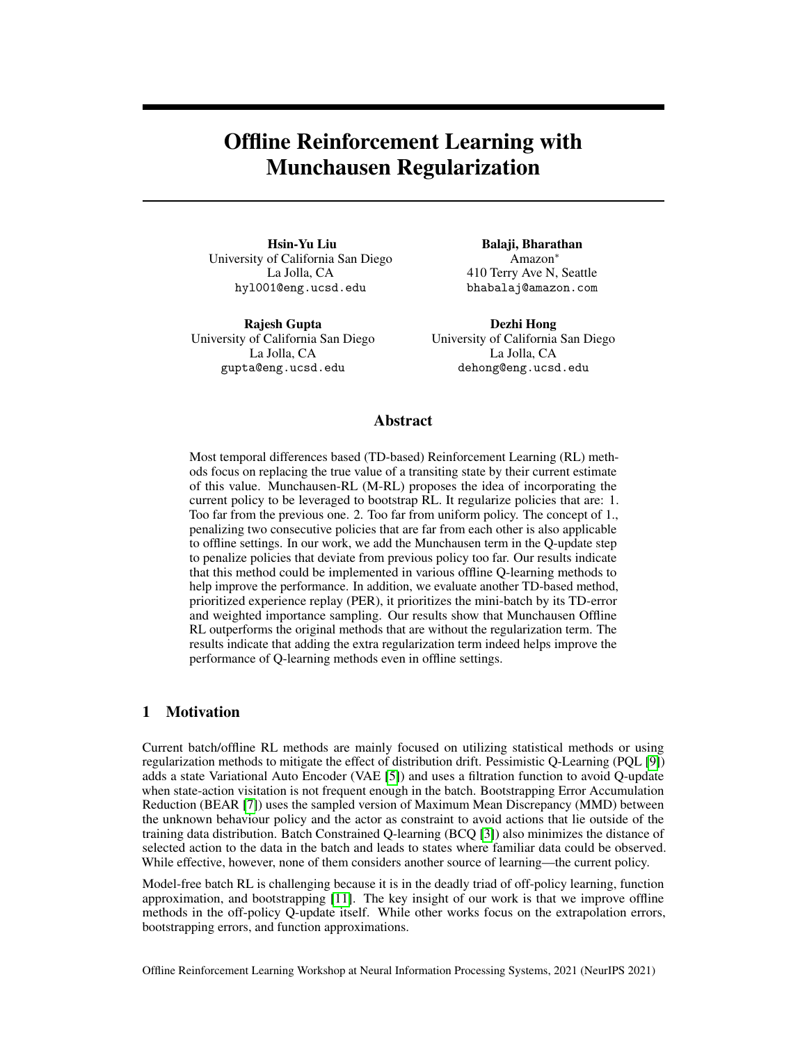# Offline Reinforcement Learning with Munchausen Regularization

**Hsin-Yu Liu**
University of California San Diego
La Jolla, CA
hyl001@eng.ucsd.edu

**Balaji, Bharathan**
Amazon*
410 Terry Ave N, Seattle
bhabalaj@amazon.com

**Rajesh Gupta**
University of California San Diego
La Jolla, CA
gupta@eng.ucsd.edu

**Dezhi Hong**
University of California San Diego
La Jolla, CA
dehong@eng.ucsd.edu

## Abstract

Most temporal differences based (TD-based) Reinforcement Learning (RL) methods focus on replacing the true value of a transiting state by their current estimate of this value. Munchausen-RL (M-RL) proposes the idea of incorporating the current policy to be leveraged to bootstrap RL. It regularize policies that are: 1. Too far from the previous one. 2. Too far from uniform policy. The concept of 1., penalizing two consecutive policies that are far from each other is also applicable to offline settings. In our work, we add the Munchausen term in the Q-update step to penalize policies that deviate from previous policy too far. Our results indicate that this method could be implemented in various offline Q-learning methods to help improve the performance. In addition, we evaluate another TD-based method, prioritized experience replay (PER), it prioritizes the mini-batch by its TD-error and weighted importance sampling. Our results show that Munchausen Offline RL outperforms the original methods that are without the regularization term. The results indicate that adding the extra regularization term indeed helps improve the performance of Q-learning methods even in offline settings.

## 1 Motivation

Current batch/offline RL methods are mainly focused on utilizing statistical methods or using regularization methods to mitigate the effect of distribution drift. Pessimistic Q-Learning (PQL [9]) adds a state Variational Auto Encoder (VAE [5]) and uses a filtration function to avoid Q-update when state-action visitation is not frequent enough in the batch. Bootstrapping Error Accumulation Reduction (BEAR [7]) uses the sampled version of Maximum Mean Discrepancy (MMD) between the unknown behaviour policy and the actor as constraint to avoid actions that lie outside of the training data distribution. Batch Constrained Q-learning (BCQ [3]) also minimizes the distance of selected action to the data in the batch and leads to states where familiar data could be observed. While effective, however, none of them considers another source of learning—the current policy.

Model-free batch RL is challenging because it is in the deadly triad of off-policy learning, function approximation, and bootstrapping [11]. The key insight of our work is that we improve offline methods in the off-policy Q-update itself. While other works focus on the extrapolation errors, bootstrapping errors, and function approximations.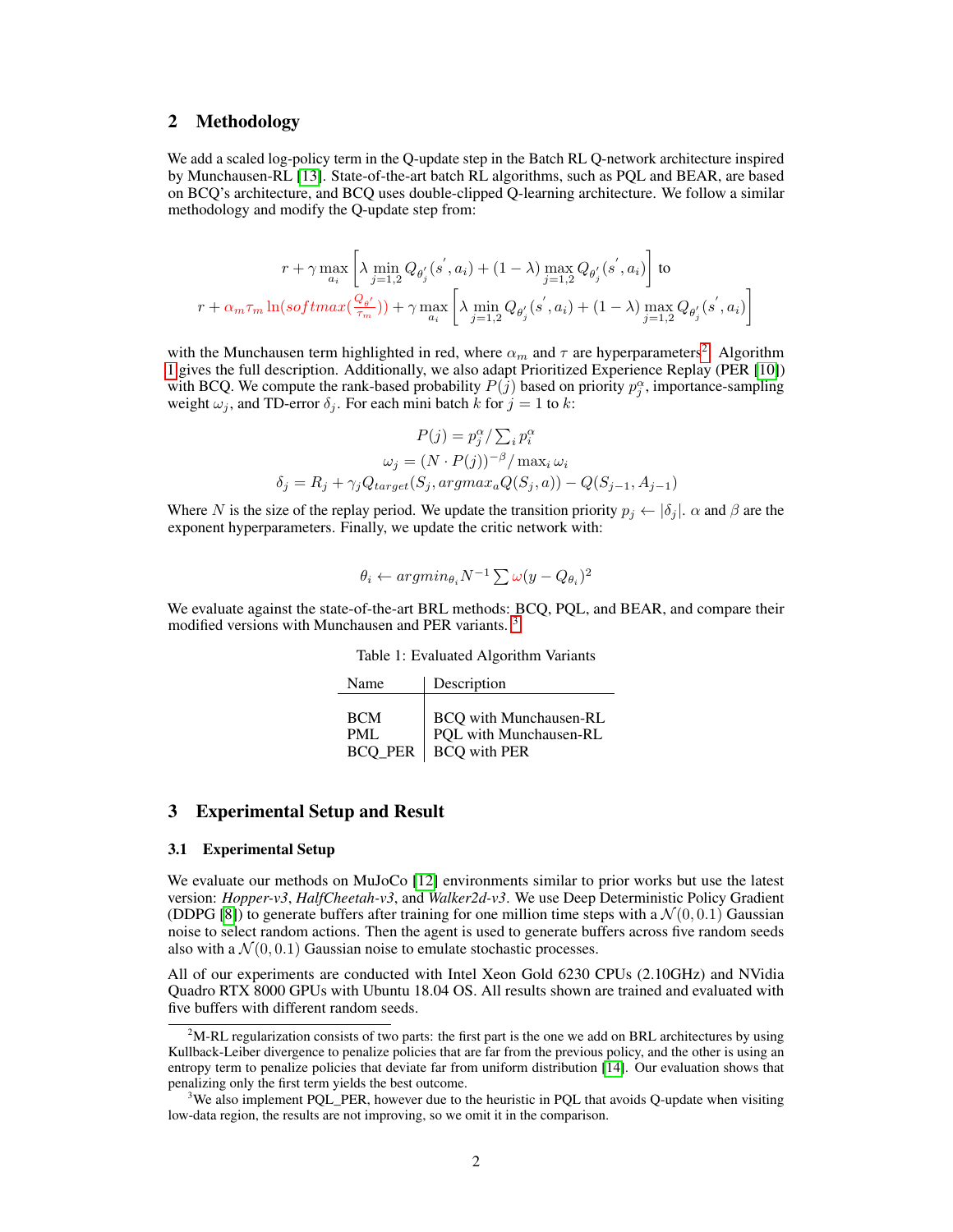## 2 Methodology

We add a scaled log-policy term in the Q-update step in the Batch RL Q-network architecture inspired by Munchausen-RL [13]. State-of-the-art batch RL algorithms, such as PQL and BEAR, are based on BCQ's architecture, and BCQ uses double-clipped Q-learning architecture. We follow a similar methodology and modify the Q-update step from:

$$r + \gamma \max_{a_i} \left[ \lambda \min_{j=1,2} Q_{\theta_j'}(s', a_i) + (1-\lambda) \max_{j=1,2} Q_{\theta_j'}(s', a_i) \right] \text{ to}$$

$$r + \alpha_m \tau_m \ln(softmax(\frac{Q_{\theta'}}{\tau_m})) + \gamma \max_{a_i} \left[ \lambda \min_{j=1,2} Q_{\theta_j'}(s', a_i) + (1-\lambda) \max_{j=1,2} Q_{\theta_j'}(s', a_i) \right]$$

with the Munchausen term highlighted in red, where $\alpha_m$ and $\tau$ are hyperparameters[2]. Algorithm 1 gives the full description. Additionally, we also adapt Prioritized Experience Replay (PER [10]) with BCQ. We compute the rank-based probability $P(j)$ based on priority $p_j^\alpha$, importance-sampling weight $\omega_j$, and TD-error $\delta_j$. For each mini batch $k$ for $j = 1$ to $k$:

$$P(j) = p_j^\alpha / \sum_i p_i^\alpha$$

$$\omega_j = (N \cdot P(j))^{-\beta} / \max_i \omega_i$$

$$\delta_j = R_j + \gamma_j Q_{target}(S_j, argmax_a Q(S_j, a)) - Q(S_{j-1}, A_{j-1})$$

Where $N$ is the size of the replay period. We update the transition priority $p_j \leftarrow |\delta_j|$. $\alpha$ and $\beta$ are the exponent hyperparameters. Finally, we update the critic network with:

$$\theta_i \leftarrow argmin_{\theta_i} N^{-1} \sum \omega (y - Q_{\theta_i})^2$$

We evaluate against the state-of-the-art BRL methods: BCQ, PQL, and BEAR, and compare their modified versions with Munchausen and PER variants. [3]

Table 1: Evaluated Algorithm Variants

| Name | Description |
|---|---|
| BCM | BCQ with Munchausen-RL |
| PML | PQL with Munchausen-RL |
| BCQ_PER | BCQ with PER |

## 3 Experimental Setup and Result

### 3.1 Experimental Setup

We evaluate our methods on MuJoCo [12] environments similar to prior works but use the latest version: *Hopper-v3*, *HalfCheetah-v3*, and *Walker2d-v3*. We use Deep Deterministic Policy Gradient (DDPG [8]) to generate buffers after training for one million time steps with a $\mathcal{N}(0, 0.1)$ Gaussian noise to select random actions. Then the agent is used to generate buffers across five random seeds also with a $\mathcal{N}(0, 0.1)$ Gaussian noise to emulate stochastic processes.

All of our experiments are conducted with Intel Xeon Gold 6230 CPUs (2.10GHz) and NVidia Quadro RTX 8000 GPUs with Ubuntu 18.04 OS. All results shown are trained and evaluated with five buffers with different random seeds.

[2] M-RL regularization consists of two parts: the first part is the one we add on BRL architectures by using Kullback-Leiber divergence to penalize policies that are far from the previous policy, and the other is using an entropy term to penalize policies that deviate far from uniform distribution [14]. Our evaluation shows that penalizing only the first term yields the best outcome.

[3] We also implement PQL_PER, however due to the heuristic in PQL that avoids Q-update when visiting low-data region, the results are not improving, so we omit it in the comparison.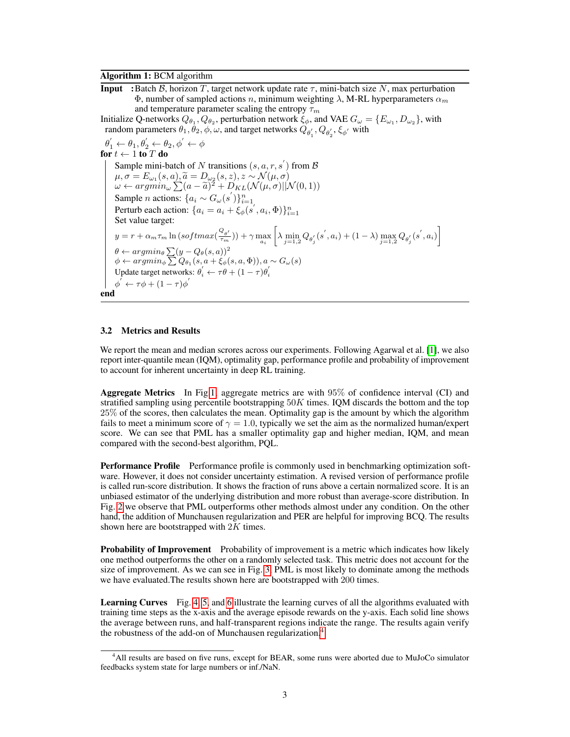**Algorithm 1:** BCM algorithm

**Input :** Batch $\mathcal{B}$, horizon $T$, target network update rate $\tau$, mini-batch size $N$, max perturbation $\Phi$, number of sampled actions $n$, minimum weighting $\lambda$, M-RL hyperparameters $\alpha_m$ and temperature parameter scaling the entropy $\tau_m$

Initialize Q-networks $Q_{\theta_1}, Q_{\theta_2}$, perturbation network $\xi_\phi$, and VAE $G_\omega = \{E_{\omega_1}, D_{\omega_2}\}$, with random parameters $\theta_1, \theta_2, \phi, \omega$, and target networks $Q_{\theta_1'}, Q_{\theta_2'}, \xi_{\phi'}$ with $\theta_1' \leftarrow \theta_1, \theta_2' \leftarrow \theta_2, \phi' \leftarrow \phi$

**for** $t \leftarrow 1$ **to** $T$ **do**

- Sample mini-batch of $N$ transitions $(s, a, r, s')$ from $\mathcal{B}$
- $\mu, \sigma = E_{\omega_1}(s, a), \widetilde{a} = D_{\omega_2}(s, z), z \sim \mathcal{N}(\mu, \sigma)$
- $\omega \leftarrow argmin_\omega \sum (a - \widetilde{a})^2 + D_{KL}(\mathcal{N}(\mu, \sigma) || \mathcal{N}(0, 1))$
- Sample $n$ actions: $\{a_i \sim G_\omega(s')\}_{i=1}^n$
- Perturb each action: $\{a_i = a_i + \xi_\phi(s', a_i, \Phi)\}_{i=1}^n$
- Set value target:

$$y = r + \alpha_m \tau_m \ln(softmax(\frac{Q_{\theta'}}{\tau_m})) + \gamma \max_{a_i} \left[ \lambda \min_{j=1,2} Q_{\theta_j'}(s', a_i) + (1 - \lambda) \max_{j=1,2} Q_{\theta_j'}(s', a_i) \right]$$

- $\theta \leftarrow argmin_\theta \sum (y - Q_\theta(s, a))^2$
- $\phi \leftarrow argmin_\phi \sum Q_{\theta_1}(s, a + \xi_\phi(s, a, \Phi)), a \sim G_\omega(s)$
- Update target networks: $\theta_i' \leftarrow \tau\theta + (1 - \tau)\theta_i'$
- $\phi' \leftarrow \tau\phi + (1 - \tau)\phi'$

**end**

### 3.2 Metrics and Results

We report the mean and median scrores across our experiments. Following Agarwal et al. [1], we also report inter-quantile mean (IQM), optimality gap, performance profile and probability of improvement to account for inherent uncertainty in deep RL training.

**Aggregate Metrics** In Fig 1, aggregate metrics are with 95% of confidence interval (CI) and stratified sampling using percentile bootstrapping $50K$ times. IQM discards the bottom and the top 25% of the scores, then calculates the mean. Optimality gap is the amount by which the algorithm fails to meet a minimum score of $\gamma = 1.0$, typically we set the aim as the normalized human/expert score. We can see that PML has a smaller optimality gap and higher median, IQM, and mean compared with the second-best algorithm, PQL.

**Performance Profile** Performance profile is commonly used in benchmarking optimization software. However, it does not consider uncertainty estimation. A revised version of performance profile is called run-score distribution. It shows the fraction of runs above a certain normalized score. It is an unbiased estimator of the underlying distribution and more robust than average-score distribution. In Fig. 2 we observe that PML outperforms other methods almost under any condition. On the other hand, the addition of Munchausen regularization and PER are helpful for improving BCQ. The results shown here are bootstrapped with $2K$ times.

**Probability of Improvement** Probability of improvement is a metric which indicates how likely one method outperforms the other on a randomly selected task. This metric does not account for the size of improvement. As we can see in Fig. 3, PML is most likely to dominate among the methods we have evaluated.The results shown here are bootstrapped with 200 times.

**Learning Curves** Fig. 4, 5, and 6 illustrate the learning curves of all the algorithms evaluated with training time steps as the x-axis and the average episode rewards on the y-axis. Each solid line shows the average between runs, and half-transparent regions indicate the range. The results again verify the robustness of the add-on of Munchausen regularization.[4]

[4] All results are based on five runs, except for BEAR, some runs were aborted due to MuJoCo simulator feedbacks system state for large numbers or inf./NaN.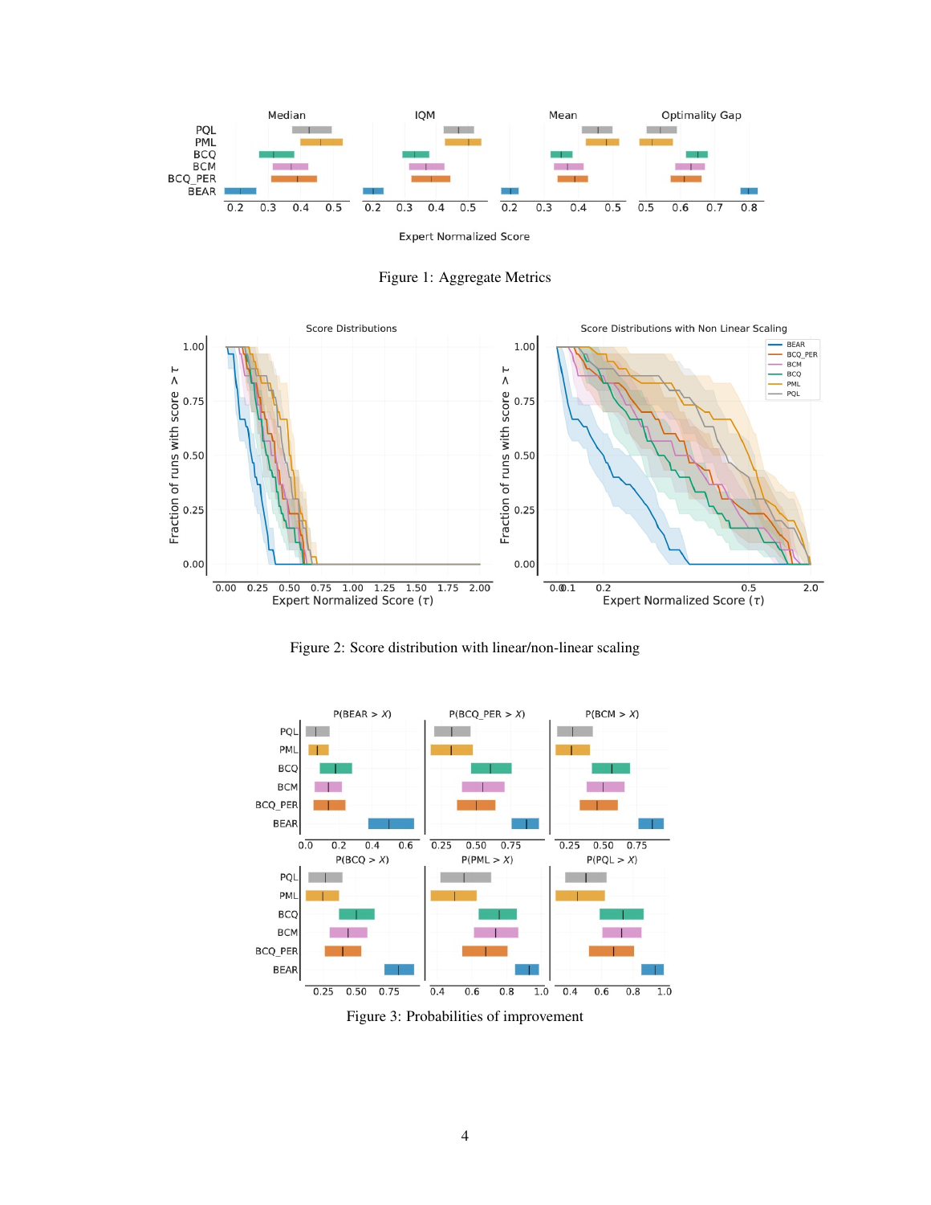Figure 1: Aggregate Metrics

Figure 2: Score distribution with linear/non-linear scaling

Figure 3: Probabilities of improvement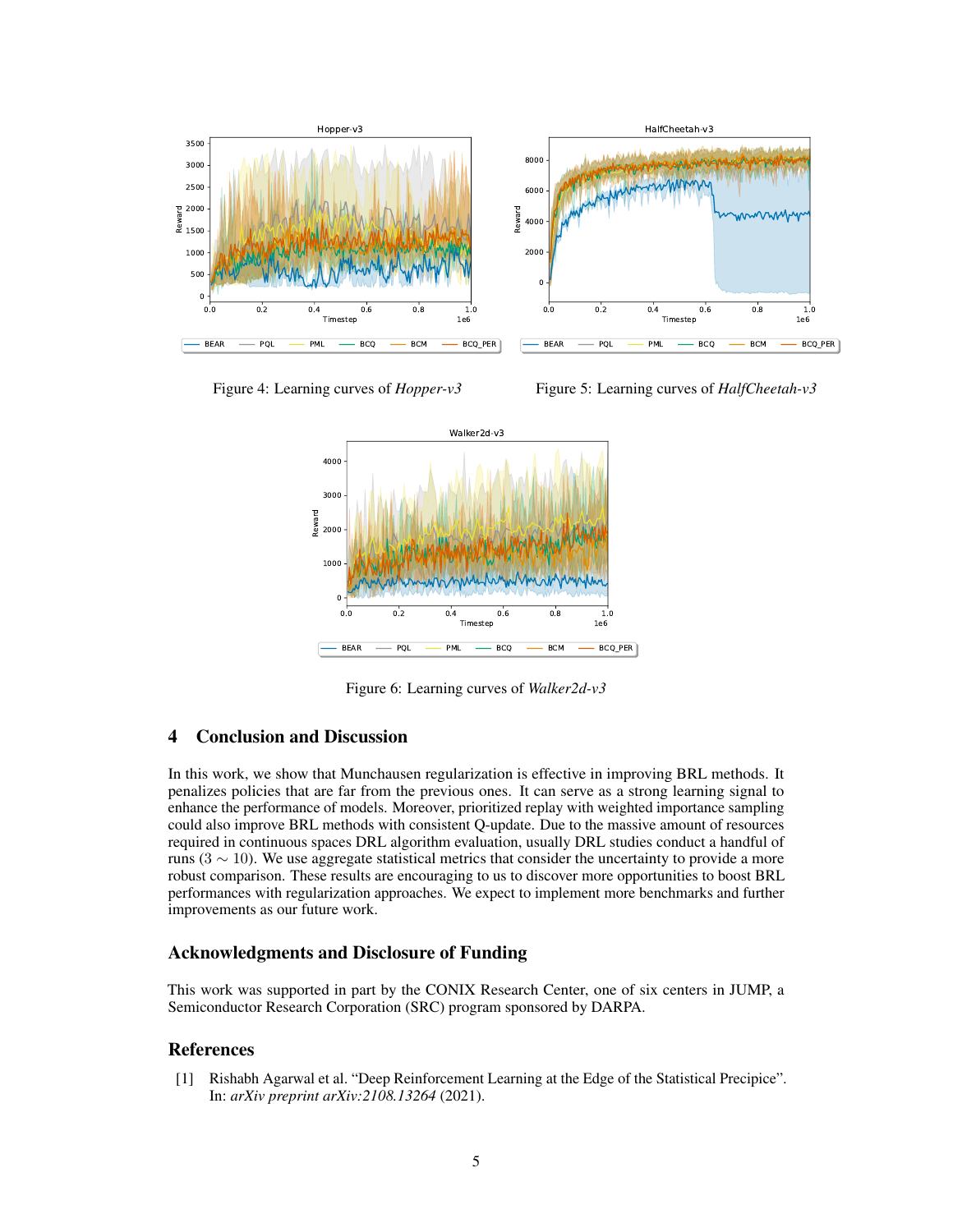Figure 4: Learning curves of *Hopper-v3*

Figure 5: Learning curves of *HalfCheetah-v3*

Figure 6: Learning curves of *Walker2d-v3*

## 4 Conclusion and Discussion

In this work, we show that Munchausen regularization is effective in improving BRL methods. It penalizes policies that are far from the previous ones. It can serve as a strong learning signal to enhance the performance of models. Moreover, prioritized replay with weighted importance sampling could also improve BRL methods with consistent Q-update. Due to the massive amount of resources required in continuous spaces DRL algorithm evaluation, usually DRL studies conduct a handful of runs ($3 \sim 10$). We use aggregate statistical metrics that consider the uncertainty to provide a more robust comparison. These results are encouraging to us to discover more opportunities to boost BRL performances with regularization approaches. We expect to implement more benchmarks and further improvements as our future work.

## Acknowledgments and Disclosure of Funding

This work was supported in part by the CONIX Research Center, one of six centers in JUMP, a Semiconductor Research Corporation (SRC) program sponsored by DARPA.

## References

[1] Rishabh Agarwal et al. "Deep Reinforcement Learning at the Edge of the Statistical Precipice". In: *arXiv preprint arXiv:2108.13264* (2021).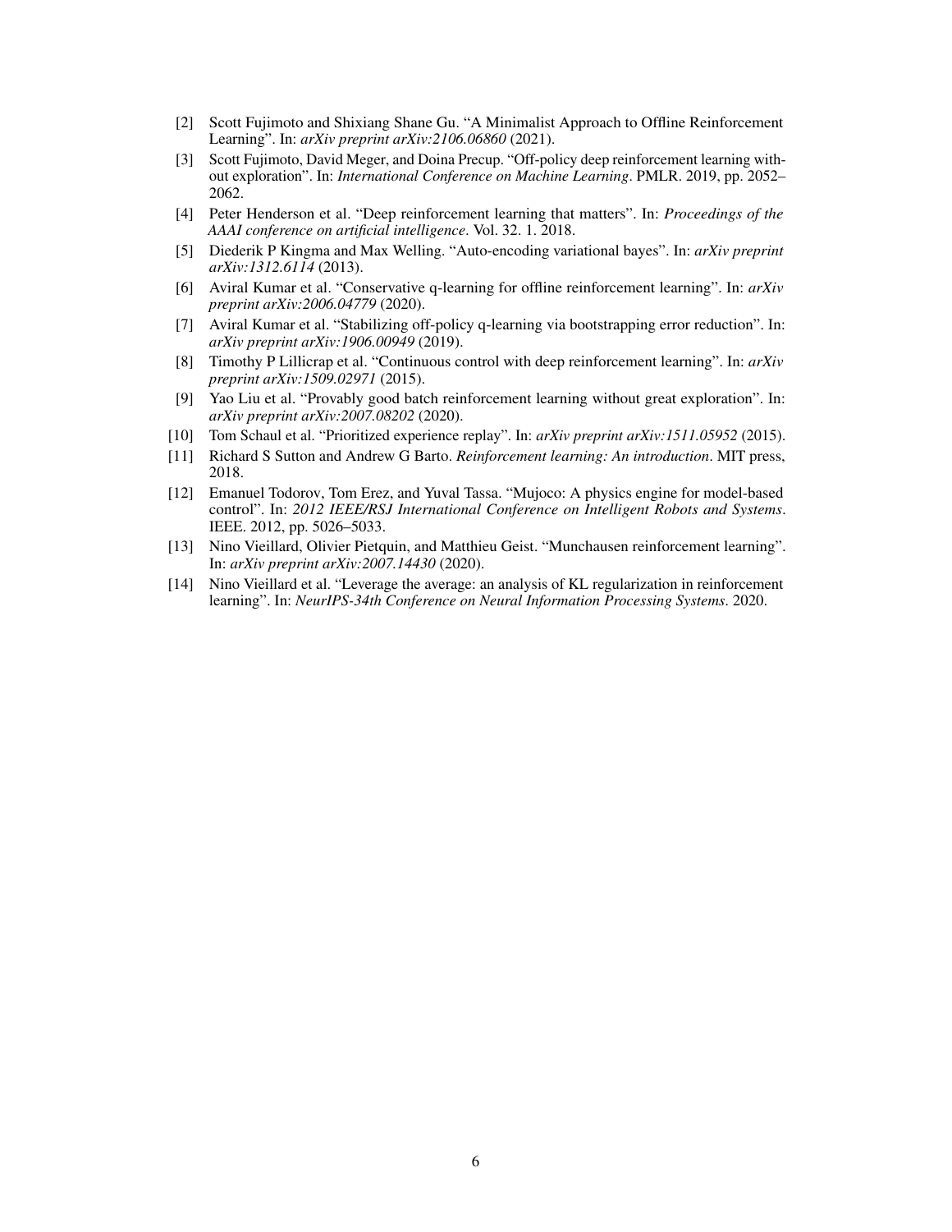- [2] Scott Fujimoto and Shixiang Shane Gu. "A Minimalist Approach to Offline Reinforcement Learning". In: *arXiv preprint arXiv:2106.06860* (2021).
- [3] Scott Fujimoto, David Meger, and Doina Precup. "Off-policy deep reinforcement learning without exploration". In: *International Conference on Machine Learning*. PMLR. 2019, pp. 2052–2062.
- [4] Peter Henderson et al. "Deep reinforcement learning that matters". In: *Proceedings of the AAAI conference on artificial intelligence*. Vol. 32. 1. 2018.
- [5] Diederik P Kingma and Max Welling. "Auto-encoding variational bayes". In: *arXiv preprint arXiv:1312.6114* (2013).
- [6] Aviral Kumar et al. "Conservative q-learning for offline reinforcement learning". In: *arXiv preprint arXiv:2006.04779* (2020).
- [7] Aviral Kumar et al. "Stabilizing off-policy q-learning via bootstrapping error reduction". In: *arXiv preprint arXiv:1906.00949* (2019).
- [8] Timothy P Lillicrap et al. "Continuous control with deep reinforcement learning". In: *arXiv preprint arXiv:1509.02971* (2015).
- [9] Yao Liu et al. "Provably good batch reinforcement learning without great exploration". In: *arXiv preprint arXiv:2007.08202* (2020).
- [10] Tom Schaul et al. "Prioritized experience replay". In: *arXiv preprint arXiv:1511.05952* (2015).
- [11] Richard S Sutton and Andrew G Barto. *Reinforcement learning: An introduction*. MIT press, 2018.
- [12] Emanuel Todorov, Tom Erez, and Yuval Tassa. "Mujoco: A physics engine for model-based control". In: *2012 IEEE/RSJ International Conference on Intelligent Robots and Systems*. IEEE. 2012, pp. 5026–5033.
- [13] Nino Vieillard, Olivier Pietquin, and Matthieu Geist. "Munchausen reinforcement learning". In: *arXiv preprint arXiv:2007.14430* (2020).
- [14] Nino Vieillard et al. "Leverage the average: an analysis of KL regularization in reinforcement learning". In: *NeurIPS-34th Conference on Neural Information Processing Systems*. 2020.